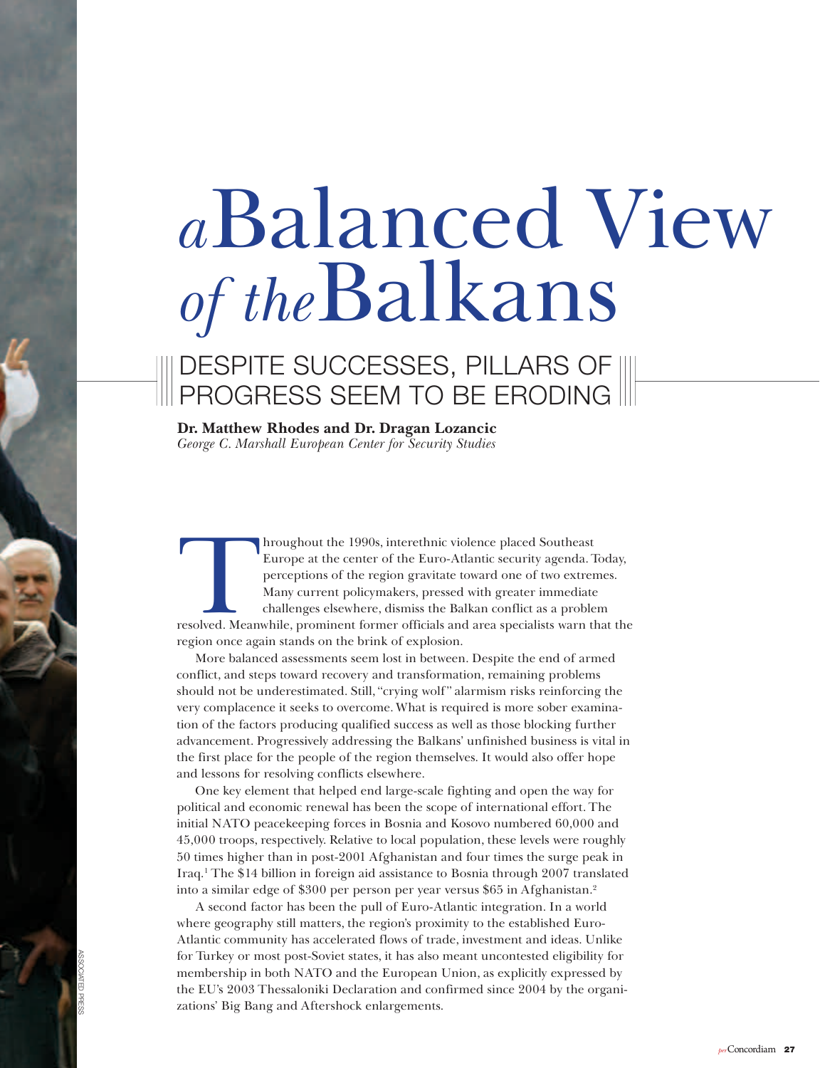# *a* Balanced View *of the* Balkans

## DESPITE SUCCESSES, PILLARS OF PROGRESS SEEM TO BE ERODING

**Dr. Matthew Rhodes and Dr. Dragan Lozancic**
*George C. Marshall European Center for Security Studies*

Throughout the 1990s, interethnic violence placed Southeast Europe at the center of the Euro-Atlantic security agenda. Today, perceptions of the region gravitate toward one of two extremes. Many current policymakers, pressed with greater immediate challenges elsewhere, dismiss the Balkan conflict as a problem resolved. Meanwhile, prominent former officials and area specialists warn that the region once again stands on the brink of explosion.

More balanced assessments seem lost in between. Despite the end of armed conflict, and steps toward recovery and transformation, remaining problems should not be underestimated. Still, "crying wolf" alarmism risks reinforcing the very complacence it seeks to overcome. What is required is more sober examination of the factors producing qualified success as well as those blocking further advancement. Progressively addressing the Balkans' unfinished business is vital in the first place for the people of the region themselves. It would also offer hope and lessons for resolving conflicts elsewhere.

One key element that helped end large-scale fighting and open the way for political and economic renewal has been the scope of international effort. The initial NATO peacekeeping forces in Bosnia and Kosovo numbered 60,000 and 45,000 troops, respectively. Relative to local population, these levels were roughly 50 times higher than in post-2001 Afghanistan and four times the surge peak in Iraq.[1] The $14 billion in foreign aid assistance to Bosnia through 2007 translated into a similar edge of $300 per person per year versus $65 in Afghanistan.[2]

A second factor has been the pull of Euro-Atlantic integration. In a world where geography still matters, the region's proximity to the established Euro-Atlantic community has accelerated flows of trade, investment and ideas. Unlike for Turkey or most post-Soviet states, it has also meant uncontested eligibility for membership in both NATO and the European Union, as explicitly expressed by the EU's 2003 Thessaloniki Declaration and confirmed since 2004 by the organizations' Big Bang and Aftershock enlargements.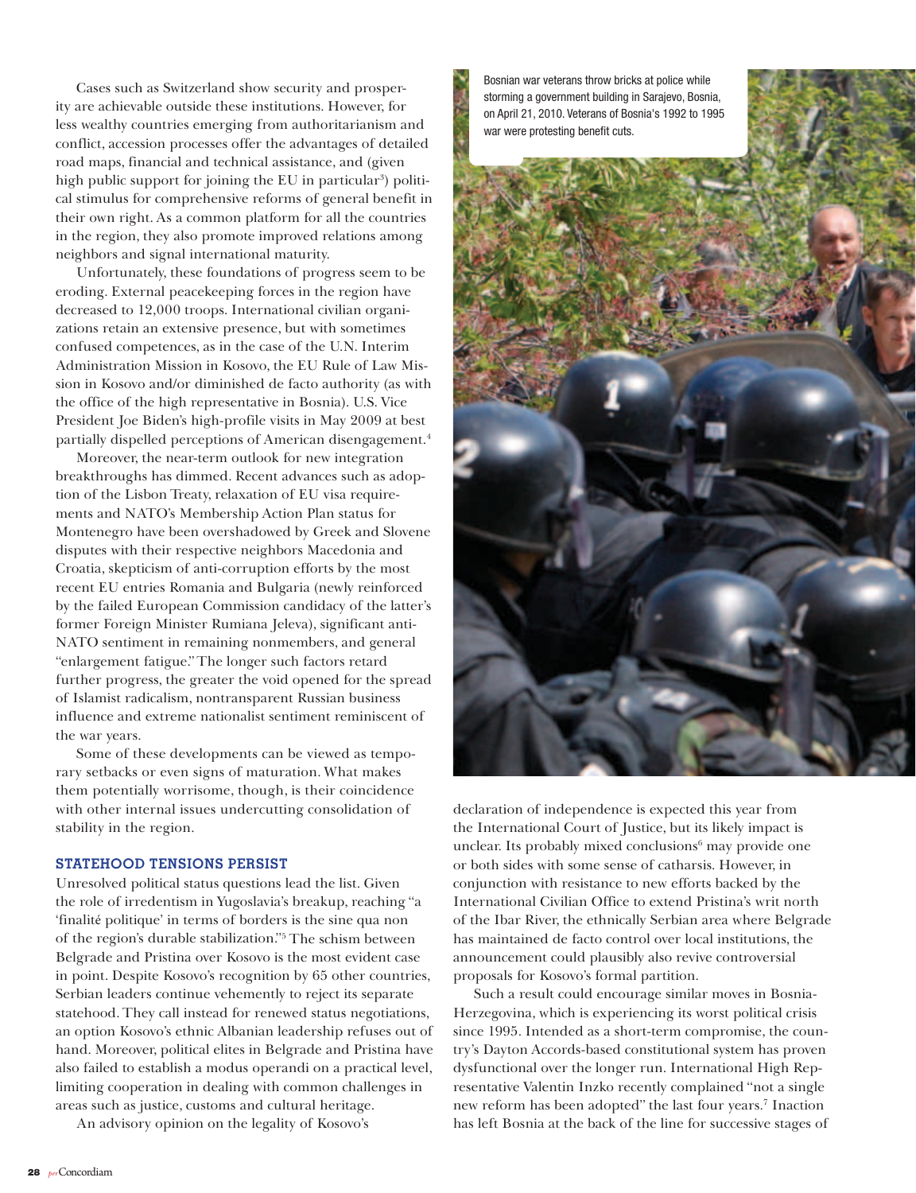Cases such as Switzerland show security and prosperity are achievable outside these institutions. However, for less wealthy countries emerging from authoritarianism and conflict, accession processes offer the advantages of detailed road maps, financial and technical assistance, and (given high public support for joining the EU in particular[3]) political stimulus for comprehensive reforms of general benefit in their own right. As a common platform for all the countries in the region, they also promote improved relations among neighbors and signal international maturity.

Unfortunately, these foundations of progress seem to be eroding. External peacekeeping forces in the region have decreased to 12,000 troops. International civilian organizations retain an extensive presence, but with sometimes confused competences, as in the case of the U.N. Interim Administration Mission in Kosovo, the EU Rule of Law Mission in Kosovo and/or diminished de facto authority (as with the office of the high representative in Bosnia). U.S. Vice President Joe Biden's high-profile visits in May 2009 at best partially dispelled perceptions of American disengagement.[4]

Moreover, the near-term outlook for new integration breakthroughs has dimmed. Recent advances such as adoption of the Lisbon Treaty, relaxation of EU visa requirements and NATO's Membership Action Plan status for Montenegro have been overshadowed by Greek and Slovene disputes with their respective neighbors Macedonia and Croatia, skepticism of anti-corruption efforts by the most recent EU entries Romania and Bulgaria (newly reinforced by the failed European Commission candidacy of the latter's former Foreign Minister Rumiana Jeleva), significant anti-NATO sentiment in remaining nonmembers, and general "enlargement fatigue." The longer such factors retard further progress, the greater the void opened for the spread of Islamist radicalism, nontransparent Russian business influence and extreme nationalist sentiment reminiscent of the war years.

Some of these developments can be viewed as temporary setbacks or even signs of maturation. What makes them potentially worrisome, though, is their coincidence with other internal issues undercutting consolidation of stability in the region.

## STATEHOOD TENSIONS PERSIST

Unresolved political status questions lead the list. Given the role of irredentism in Yugoslavia's breakup, reaching "a 'finalité politique' in terms of borders is the sine qua non of the region's durable stabilization."[5] The schism between Belgrade and Pristina over Kosovo is the most evident case in point. Despite Kosovo's recognition by 65 other countries, Serbian leaders continue vehemently to reject its separate statehood. They call instead for renewed status negotiations, an option Kosovo's ethnic Albanian leadership refuses out of hand. Moreover, political elites in Belgrade and Pristina have also failed to establish a modus operandi on a practical level, limiting cooperation in dealing with common challenges in areas such as justice, customs and cultural heritage.

An advisory opinion on the legality of Kosovo's declaration of independence is expected this year from the International Court of Justice, but its likely impact is unclear. Its probably mixed conclusions[6] may provide one or both sides with some sense of catharsis. However, in conjunction with resistance to new efforts backed by the International Civilian Office to extend Pristina's writ north of the Ibar River, the ethnically Serbian area where Belgrade has maintained de facto control over local institutions, the announcement could plausibly also revive controversial proposals for Kosovo's formal partition.

Such a result could encourage similar moves in Bosnia-Herzegovina, which is experiencing its worst political crisis since 1995. Intended as a short-term compromise, the country's Dayton Accords-based constitutional system has proven dysfunctional over the longer run. International High Representative Valentin Inzko recently complained "not a single new reform has been adopted" the last four years.[7] Inaction has left Bosnia at the back of the line for successive stages of

Bosnian war veterans throw bricks at police while storming a government building in Sarajevo, Bosnia, on April 21, 2010. Veterans of Bosnia's 1992 to 1995 war were protesting benefit cuts.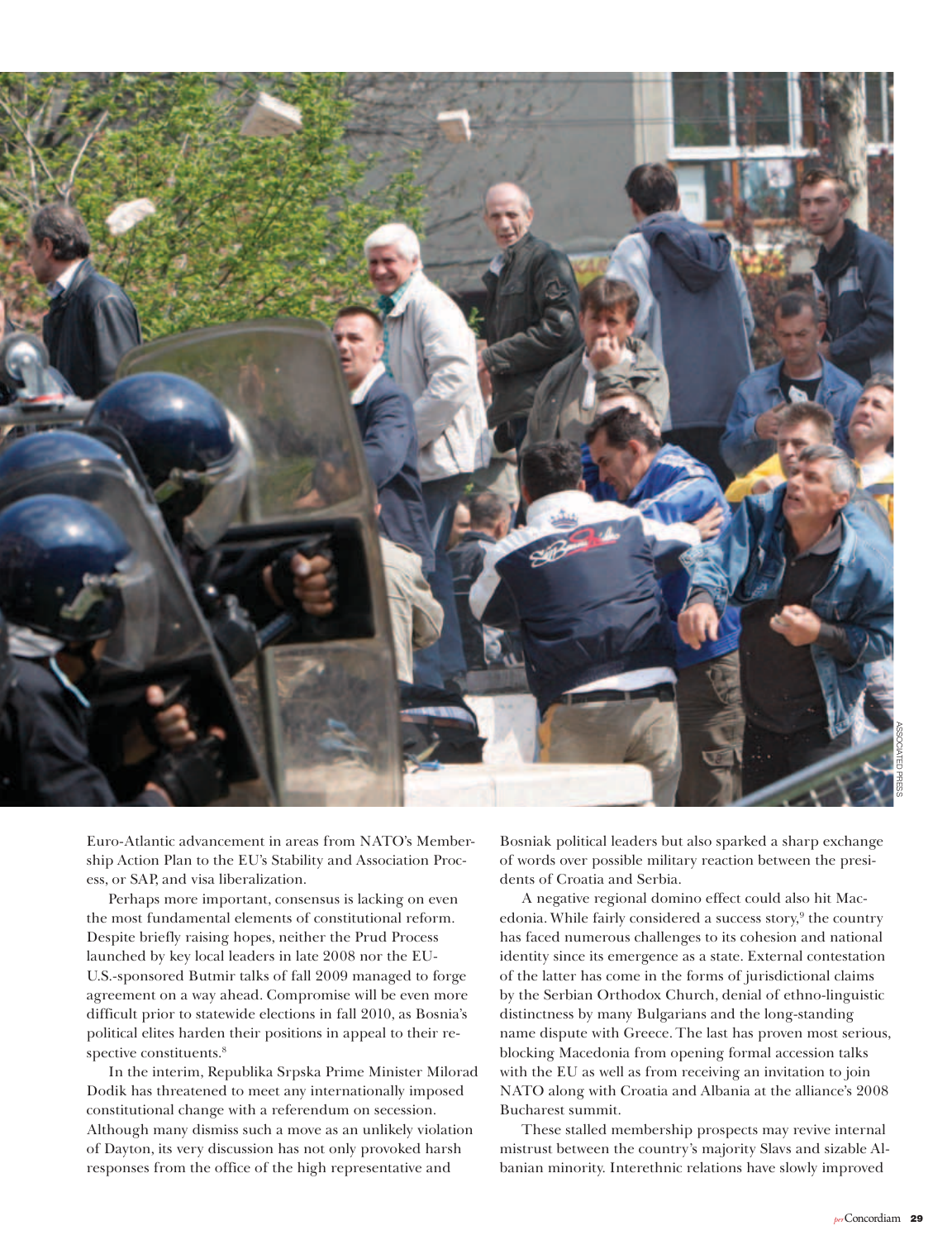Euro-Atlantic advancement in areas from NATO's Membership Action Plan to the EU's Stability and Association Process, or SAP, and visa liberalization.

Perhaps more important, consensus is lacking on even the most fundamental elements of constitutional reform. Despite briefly raising hopes, neither the Prud Process launched by key local leaders in late 2008 nor the EU-U.S.-sponsored Butmir talks of fall 2009 managed to forge agreement on a way ahead. Compromise will be even more difficult prior to statewide elections in fall 2010, as Bosnia's political elites harden their positions in appeal to their respective constituents.[8]

In the interim, Republika Srpska Prime Minister Milorad Dodik has threatened to meet any internationally imposed constitutional change with a referendum on secession. Although many dismiss such a move as an unlikely violation of Dayton, its very discussion has not only provoked harsh responses from the office of the high representative and Bosniak political leaders but also sparked a sharp exchange of words over possible military reaction between the presidents of Croatia and Serbia.

A negative regional domino effect could also hit Macedonia. While fairly considered a success story,[9] the country has faced numerous challenges to its cohesion and national identity since its emergence as a state. External contestation of the latter has come in the forms of jurisdictional claims by the Serbian Orthodox Church, denial of ethno-linguistic distinctness by many Bulgarians and the long-standing name dispute with Greece. The last has proven most serious, blocking Macedonia from opening formal accession talks with the EU as well as from receiving an invitation to join NATO along with Croatia and Albania at the alliance's 2008 Bucharest summit.

These stalled membership prospects may revive internal mistrust between the country's majority Slavs and sizable Albanian minority. Interethnic relations have slowly improved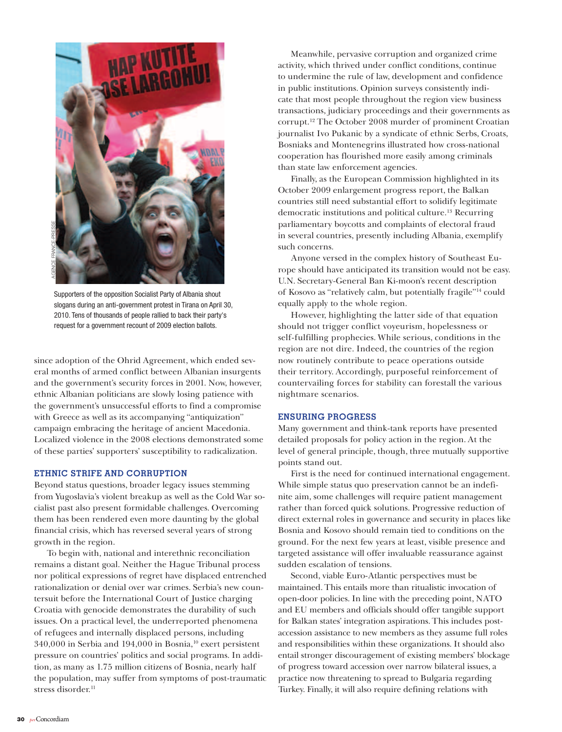Supporters of the opposition Socialist Party of Albania shout slogans during an anti-government protest in Tirana on April 30, 2010. Tens of thousands of people rallied to back their party's request for a government recount of 2009 election ballots.

since adoption of the Ohrid Agreement, which ended several months of armed conflict between Albanian insurgents and the government's security forces in 2001. Now, however, ethnic Albanian politicians are slowly losing patience with the government's unsuccessful efforts to find a compromise with Greece as well as its accompanying "antiquization" campaign embracing the heritage of ancient Macedonia. Localized violence in the 2008 elections demonstrated some of these parties' supporters' susceptibility to radicalization.

### ETHNIC STRIFE AND CORRUPTION

Beyond status questions, broader legacy issues stemming from Yugoslavia's violent breakup as well as the Cold War socialist past also present formidable challenges. Overcoming them has been rendered even more daunting by the global financial crisis, which has reversed several years of strong growth in the region.

To begin with, national and interethnic reconciliation remains a distant goal. Neither the Hague Tribunal process nor political expressions of regret have displaced entrenched rationalization or denial over war crimes. Serbia's new countersuit before the International Court of Justice charging Croatia with genocide demonstrates the durability of such issues. On a practical level, the underreported phenomena of refugees and internally displaced persons, including 340,000 in Serbia and 194,000 in Bosnia,[10] exert persistent pressure on countries' politics and social programs. In addition, as many as 1.75 million citizens of Bosnia, nearly half the population, may suffer from symptoms of post-traumatic stress disorder.[11]

Meanwhile, pervasive corruption and organized crime activity, which thrived under conflict conditions, continue to undermine the rule of law, development and confidence in public institutions. Opinion surveys consistently indicate that most people throughout the region view business transactions, judiciary proceedings and their governments as corrupt.[12] The October 2008 murder of prominent Croatian journalist Ivo Pukanic by a syndicate of ethnic Serbs, Croats, Bosniaks and Montenegrins illustrated how cross-national cooperation has flourished more easily among criminals than state law enforcement agencies.

Finally, as the European Commission highlighted in its October 2009 enlargement progress report, the Balkan countries still need substantial effort to solidify legitimate democratic institutions and political culture.[13] Recurring parliamentary boycotts and complaints of electoral fraud in several countries, presently including Albania, exemplify such concerns.

Anyone versed in the complex history of Southeast Europe should have anticipated its transition would not be easy. U.N. Secretary-General Ban Ki-moon's recent description of Kosovo as "relatively calm, but potentially fragile"[14] could equally apply to the whole region.

However, highlighting the latter side of that equation should not trigger conflict voyeurism, hopelessness or self-fulfilling prophecies. While serious, conditions in the region are not dire. Indeed, the countries of the region now routinely contribute to peace operations outside their territory. Accordingly, purposeful reinforcement of countervailing forces for stability can forestall the various nightmare scenarios.

### ENSURING PROGRESS

Many government and think-tank reports have presented detailed proposals for policy action in the region. At the level of general principle, though, three mutually supportive points stand out.

First is the need for continued international engagement. While simple status quo preservation cannot be an indefinite aim, some challenges will require patient management rather than forced quick solutions. Progressive reduction of direct external roles in governance and security in places like Bosnia and Kosovo should remain tied to conditions on the ground. For the next few years at least, visible presence and targeted assistance will offer invaluable reassurance against sudden escalation of tensions.

Second, viable Euro-Atlantic perspectives must be maintained. This entails more than ritualistic invocation of open-door policies. In line with the preceding point, NATO and EU members and officials should offer tangible support for Balkan states' integration aspirations. This includes post-accession assistance to new members as they assume full roles and responsibilities within these organizations. It should also entail stronger discouragement of existing members' blockage of progress toward accession over narrow bilateral issues, a practice now threatening to spread to Bulgaria regarding Turkey. Finally, it will also require defining relations with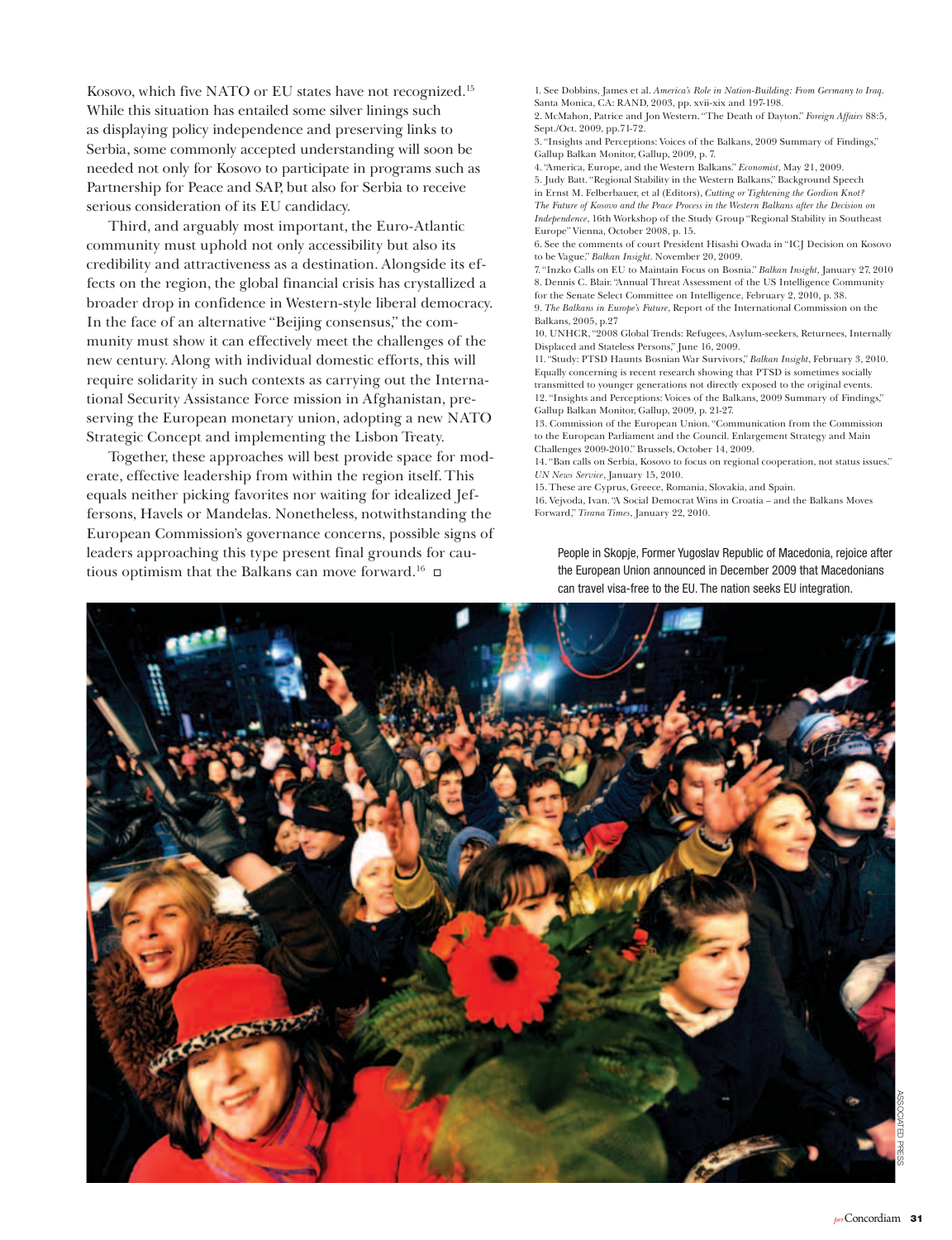Kosovo, which five NATO or EU states have not recognized.[15] While this situation has entailed some silver linings such as displaying policy independence and preserving links to Serbia, some commonly accepted understanding will soon be needed not only for Kosovo to participate in programs such as Partnership for Peace and SAP, but also for Serbia to receive serious consideration of its EU candidacy.

Third, and arguably most important, the Euro-Atlantic community must uphold not only accessibility but also its credibility and attractiveness as a destination. Alongside its effects on the region, the global financial crisis has crystallized a broader drop in confidence in Western-style liberal democracy. In the face of an alternative "Beijing consensus," the community must show it can effectively meet the challenges of the new century. Along with individual domestic efforts, this will require solidarity in such contexts as carrying out the International Security Assistance Force mission in Afghanistan, preserving the European monetary union, adopting a new NATO Strategic Concept and implementing the Lisbon Treaty.

Together, these approaches will best provide space for moderate, effective leadership from within the region itself. This equals neither picking favorites nor waiting for idealized Jeffersons, Havels or Mandelas. Nonetheless, notwithstanding the European Commission's governance concerns, possible signs of leaders approaching this type present final grounds for cautious optimism that the Balkans can move forward.[16] ◻

1. See Dobbins, James et al. *America's Role in Nation-Building: From Germany to Iraq*. Santa Monica, CA: RAND, 2003, pp. xvii-xix and 197-198.
2. McMahon, Patrice and Jon Western. "The Death of Dayton." *Foreign Affairs* 88:5, Sept./Oct. 2009, pp.71-72.
3. "Insights and Perceptions: Voices of the Balkans, 2009 Summary of Findings," Gallup Balkan Monitor, Gallup, 2009, p. 7.
4. "America, Europe, and the Western Balkans." *Economist*, May 21, 2009.
5. Judy Batt. "Regional Stability in the Western Balkans," Background Speech in Ernst M. Felberbauer, et al (Editors), *Cutting or Tightening the Gordion Knot? The Future of Kosovo and the Peace Process in the Western Balkans after the Decision on Independence*, 16th Workshop of the Study Group "Regional Stability in Southeast Europe" Vienna, October 2008, p. 15.
6. See the comments of court President Hisashi Owada in "ICJ Decision on Kosovo to be Vague." *Balkan Insight*. November 20, 2009.
7. "Inzko Calls on EU to Maintain Focus on Bosnia." *Balkan Insight*, January 27, 2010
8. Dennis C. Blair. "Annual Threat Assessment of the US Intelligence Community for the Senate Select Committee on Intelligence, February 2, 2010, p. 38.
9. *The Balkans in Europe's Future*, Report of the International Commission on the Balkans, 2005, p.27
10. UNHCR, "2008 Global Trends: Refugees, Asylum-seekers, Returnees, Internally Displaced and Stateless Persons," June 16, 2009.
11. "Study: PTSD Haunts Bosnian War Survivors," *Balkan Insight*, February 3, 2010. Equally concerning is recent research showing that PTSD is sometimes socially transmitted to younger generations not directly exposed to the original events.
12. "Insights and Perceptions: Voices of the Balkans, 2009 Summary of Findings," Gallup Balkan Monitor, Gallup, 2009, p. 21-27.
13. Commission of the European Union. "Communication from the Commission to the European Parliament and the Council. Enlargement Strategy and Main Challenges 2009-2010." Brussels, October 14, 2009.
14. "Ban calls on Serbia, Kosovo to focus on regional cooperation, not status issues." *UN News Service*, January 15, 2010.
15. These are Cyprus, Greece, Romania, Slovakia, and Spain.
16. Vejvoda, Ivan. "A Social Democrat Wins in Croatia – and the Balkans Moves Forward," *Tirana Times*, January 22, 2010.

People in Skopje, Former Yugoslav Republic of Macedonia, rejoice after the European Union announced in December 2009 that Macedonians can travel visa-free to the EU. The nation seeks EU integration.

ASSOCIATED PRESS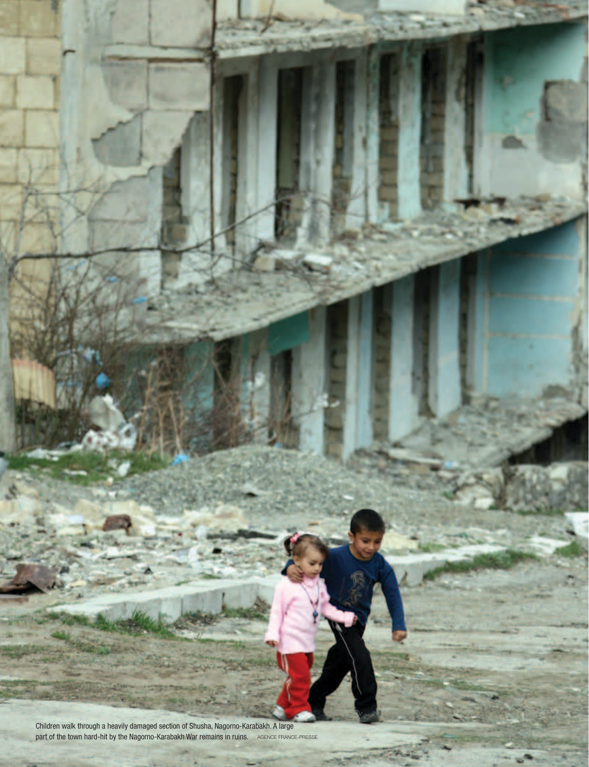Children walk through a heavily damaged section of Shusha, Nagorno-Karabakh. A large part of the town hard-hit by the Nagorno-Karabakh War remains in ruins. AGENCE FRANCE-PRESSE